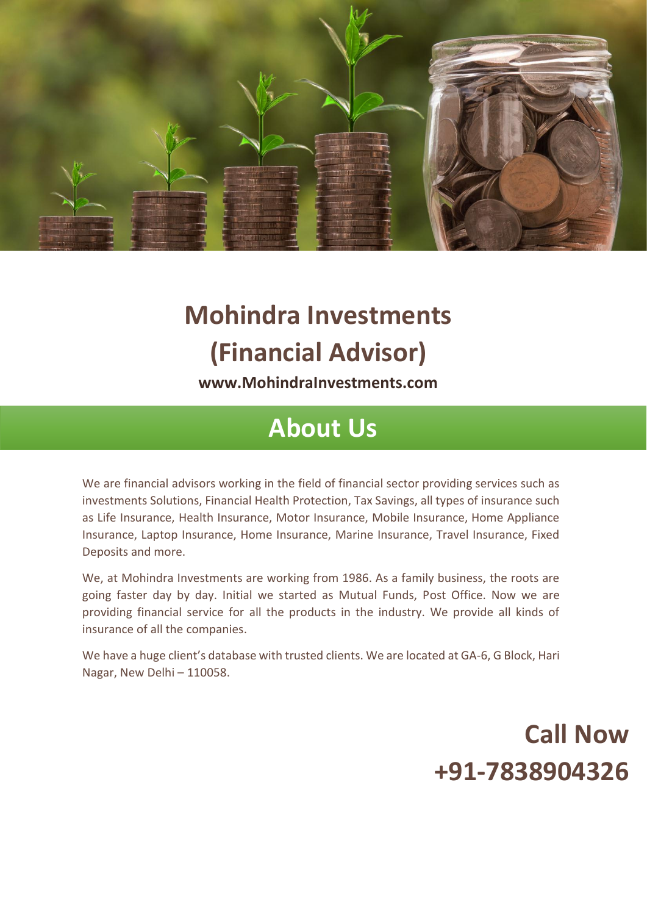# Mohindra Investments (Financial Advisor)

**www.MohindraInvestments.com**

## About Us

We are financial advisors working in the field of financial sector providing services such as investments Solutions, Financial Health Protection, Tax Savings, all types of insurance such as Life Insurance, Health Insurance, Motor Insurance, Mobile Insurance, Home Appliance Insurance, Laptop Insurance, Home Insurance, Marine Insurance, Travel Insurance, Fixed Deposits and more.

We, at Mohindra Investments are working from 1986. As a family business, the roots are going faster day by day. Initial we started as Mutual Funds, Post Office. Now we are providing financial service for all the products in the industry. We provide all kinds of insurance of all the companies.

We have a huge client's database with trusted clients. We are located at GA-6, G Block, Hari Nagar, New Delhi – 110058.

**Call Now**

**+91-7838904326**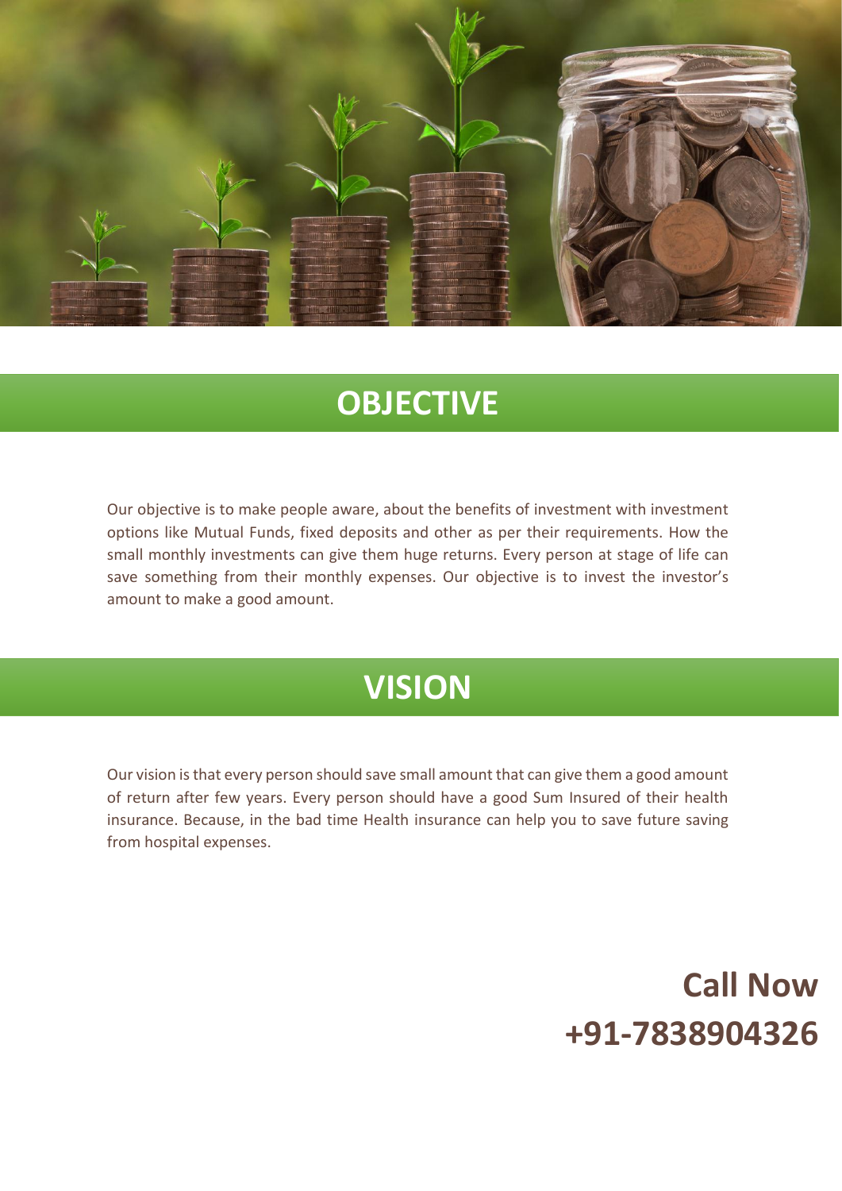## OBJECTIVE

Our objective is to make people aware, about the benefits of investment with investment options like Mutual Funds, fixed deposits and other as per their requirements. How the small monthly investments can give them huge returns. Every person at stage of life can save something from their monthly expenses. Our objective is to invest the investor's amount to make a good amount.

## VISION

Our vision is that every person should save small amount that can give them a good amount of return after few years. Every person should have a good Sum Insured of their health insurance. Because, in the bad time Health insurance can help you to save future saving from hospital expenses.

**Call Now**
**+91-7838904326**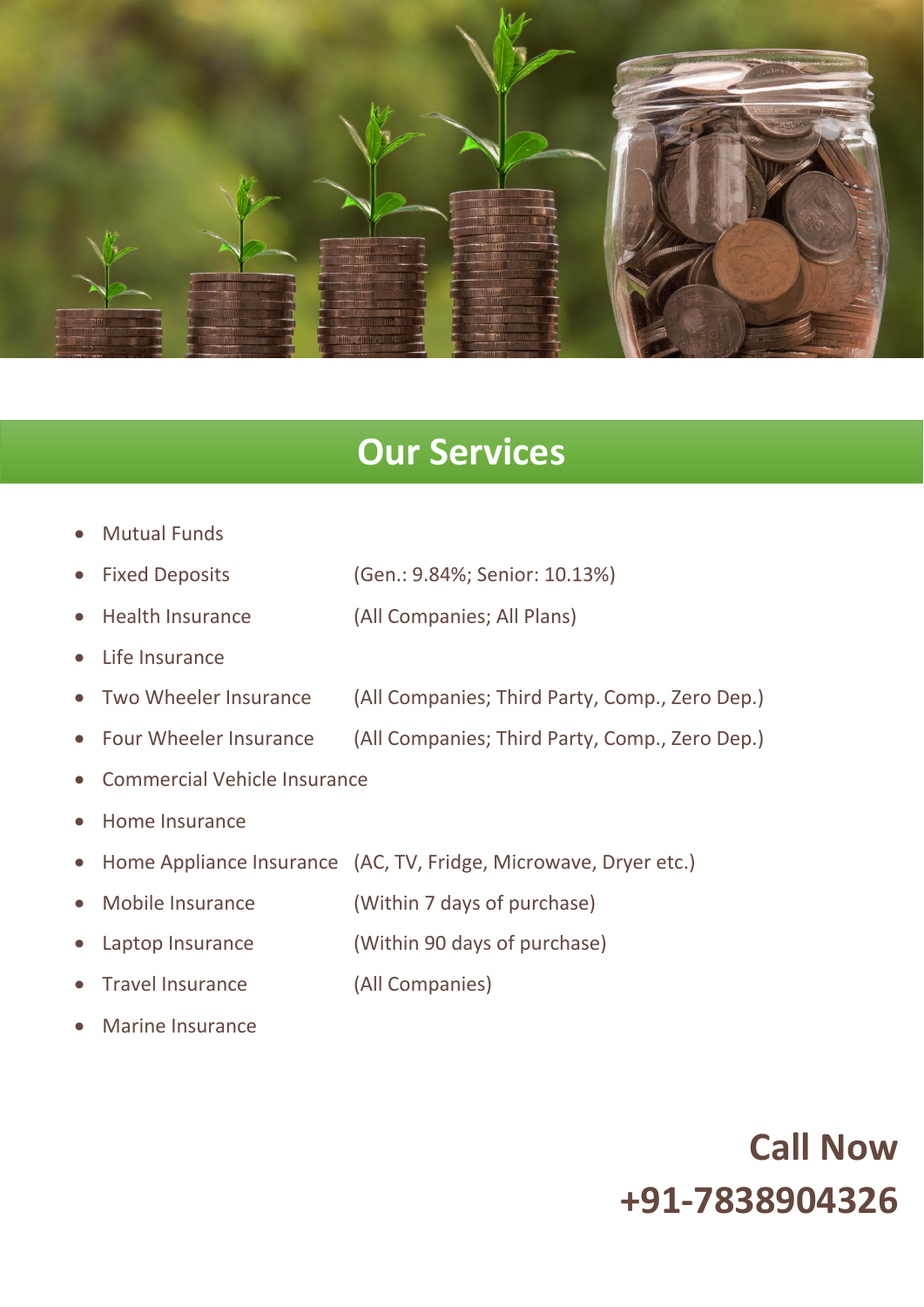## Our Services

- Mutual Funds
- Fixed Deposits (Gen.: 9.84%; Senior: 10.13%)
- Health Insurance (All Companies; All Plans)
- Life Insurance
- Two Wheeler Insurance (All Companies; Third Party, Comp., Zero Dep.)
- Four Wheeler Insurance (All Companies; Third Party, Comp., Zero Dep.)
- Commercial Vehicle Insurance
- Home Insurance
- Home Appliance Insurance (AC, TV, Fridge, Microwave, Dryer etc.)
- Mobile Insurance (Within 7 days of purchase)
- Laptop Insurance (Within 90 days of purchase)
- Travel Insurance (All Companies)
- Marine Insurance

**Call Now**
**+91-7838904326**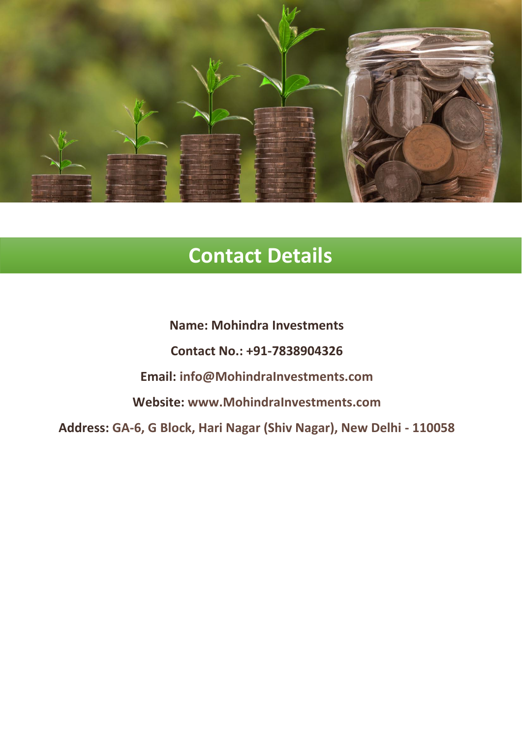# Contact Details

**Name: Mohindra Investments**

**Contact No.: +91-7838904326**

**Email: info@MohindraInvestments.com**

**Website: www.MohindraInvestments.com**

**Address: GA-6, G Block, Hari Nagar (Shiv Nagar), New Delhi - 110058**